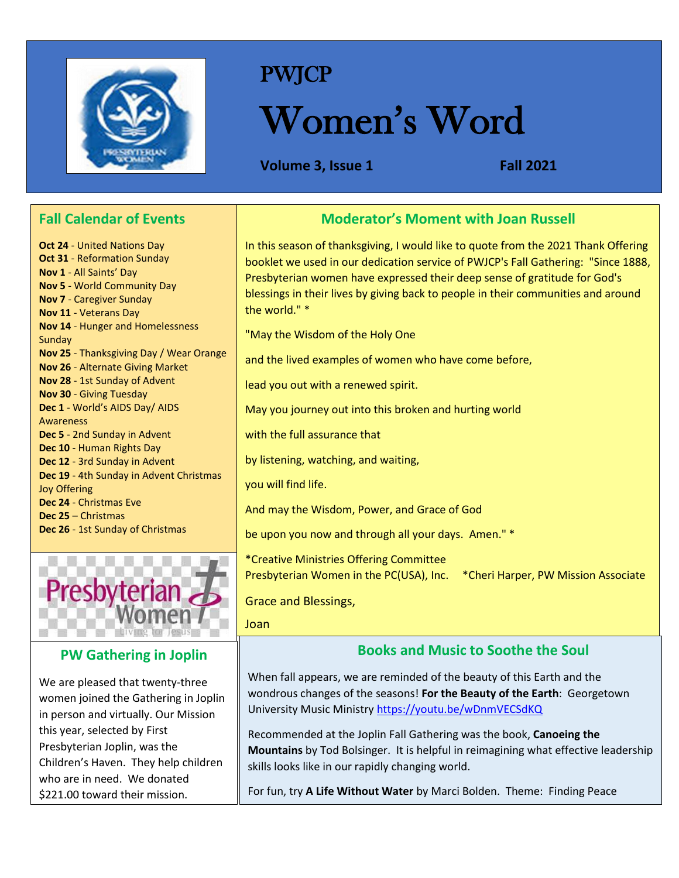# PWJCP

# Women's Word

**Volume 3, Issue 1** **Fall 2021**

## Fall Calendar of Events

**Oct 24** - United Nations Day
**Oct 31** - Reformation Sunday
**Nov 1** - All Saints' Day
**Nov 5** - World Community Day
**Nov 7** - Caregiver Sunday
**Nov 11** - Veterans Day
**Nov 14** - Hunger and Homelessness Sunday
**Nov 25** - Thanksgiving Day / Wear Orange
**Nov 26** - Alternate Giving Market
**Nov 28** - 1st Sunday of Advent
**Nov 30** - Giving Tuesday
**Dec 1** - World's AIDS Day/ AIDS Awareness
**Dec 5** - 2nd Sunday in Advent
**Dec 10** - Human Rights Day
**Dec 12** - 3rd Sunday in Advent
**Dec 19** - 4th Sunday in Advent Christmas Joy Offering
**Dec 24** - Christmas Eve
**Dec 25** – Christmas
**Dec 26** - 1st Sunday of Christmas

## Moderator's Moment with Joan Russell

In this season of thanksgiving, I would like to quote from the 2021 Thank Offering booklet we used in our dedication service of PWJCP's Fall Gathering: "Since 1888, Presbyterian women have expressed their deep sense of gratitude for God's blessings in their lives by giving back to people in their communities and around the world." *

"May the Wisdom of the Holy One

and the lived examples of women who have come before,

lead you out with a renewed spirit.

May you journey out into this broken and hurting world

with the full assurance that

by listening, watching, and waiting,

you will find life.

And may the Wisdom, Power, and Grace of God

be upon you now and through all your days. Amen." *

*Creative Ministries Offering Committee
Presbyterian Women in the PC(USA), Inc. *Cheri Harper, PW Mission Associate

Grace and Blessings,

Joan

## PW Gathering in Joplin

We are pleased that twenty-three women joined the Gathering in Joplin in person and virtually. Our Mission this year, selected by First Presbyterian Joplin, was the Children's Haven. They help children who are in need. We donated $221.00 toward their mission.

## Books and Music to Soothe the Soul

When fall appears, we are reminded of the beauty of this Earth and the wondrous changes of the seasons! **For the Beauty of the Earth**: Georgetown University Music Ministry https://youtu.be/wDnmVECSdKQ

Recommended at the Joplin Fall Gathering was the book, **Canoeing the Mountains** by Tod Bolsinger. It is helpful in reimagining what effective leadership skills looks like in our rapidly changing world.

For fun, try **A Life Without Water** by Marci Bolden. Theme: Finding Peace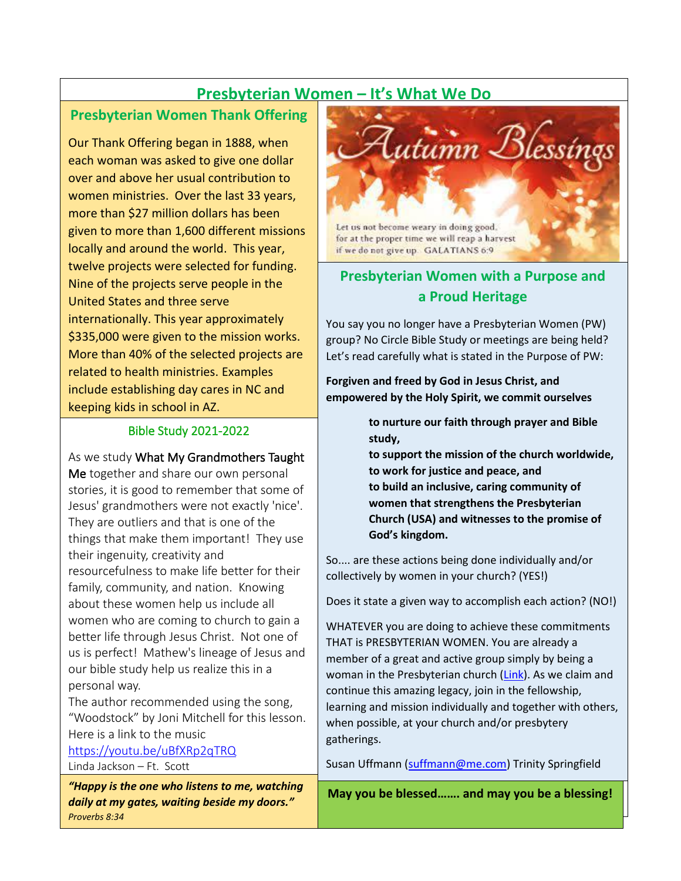# Presbyterian Women – It's What We Do

## Presbyterian Women Thank Offering

Our Thank Offering began in 1888, when each woman was asked to give one dollar over and above her usual contribution to women ministries. Over the last 33 years, more than $27 million dollars has been given to more than 1,600 different missions locally and around the world. This year, twelve projects were selected for funding. Nine of the projects serve people in the United States and three serve internationally. This year approximately $335,000 were given to the mission works. More than 40% of the selected projects are related to health ministries. Examples include establishing day cares in NC and keeping kids in school in AZ.

## Bible Study 2021-2022

As we study What My Grandmothers Taught Me together and share our own personal stories, it is good to remember that some of Jesus' grandmothers were not exactly 'nice'. They are outliers and that is one of the things that make them important! They use their ingenuity, creativity and resourcefulness to make life better for their family, community, and nation. Knowing about these women help us include all women who are coming to church to gain a better life through Jesus Christ. Not one of us is perfect! Mathew's lineage of Jesus and our bible study help us realize this in a personal way.

The author recommended using the song, "Woodstock" by Joni Mitchell for this lesson. Here is a link to the music https://youtu.be/uBfXRp2qTRQ

Linda Jackson – Ft. Scott

***"Happy is the one who listens to me, watching daily at my gates, waiting beside my doors."***
*Proverbs 8:34*

Autumn Blessings

Let us not become weary in doing good, for at the proper time we will reap a harvest if we do not give up. GALATIANS 6:9

## Presbyterian Women with a Purpose and a Proud Heritage

You say you no longer have a Presbyterian Women (PW) group? No Circle Bible Study or meetings are being held? Let's read carefully what is stated in the Purpose of PW:

**Forgiven and freed by God in Jesus Christ, and empowered by the Holy Spirit, we commit ourselves**

> **to nurture our faith through prayer and Bible study,**
> **to support the mission of the church worldwide,**
> **to work for justice and peace, and**
> **to build an inclusive, caring community of women that strengthens the Presbyterian Church (USA) and witnesses to the promise of God's kingdom.**

So.... are these actions being done individually and/or collectively by women in your church? (YES!)

Does it state a given way to accomplish each action? (NO!)

WHATEVER you are doing to achieve these commitments THAT is PRESBYTERIAN WOMEN. You are already a member of a great and active group simply by being a woman in the Presbyterian church (Link). As we claim and continue this amazing legacy, join in the fellowship, learning and mission individually and together with others, when possible, at your church and/or presbytery gatherings.

Susan Uffmann (suffmann@me.com) Trinity Springfield

**May you be blessed……. and may you be a blessing!**